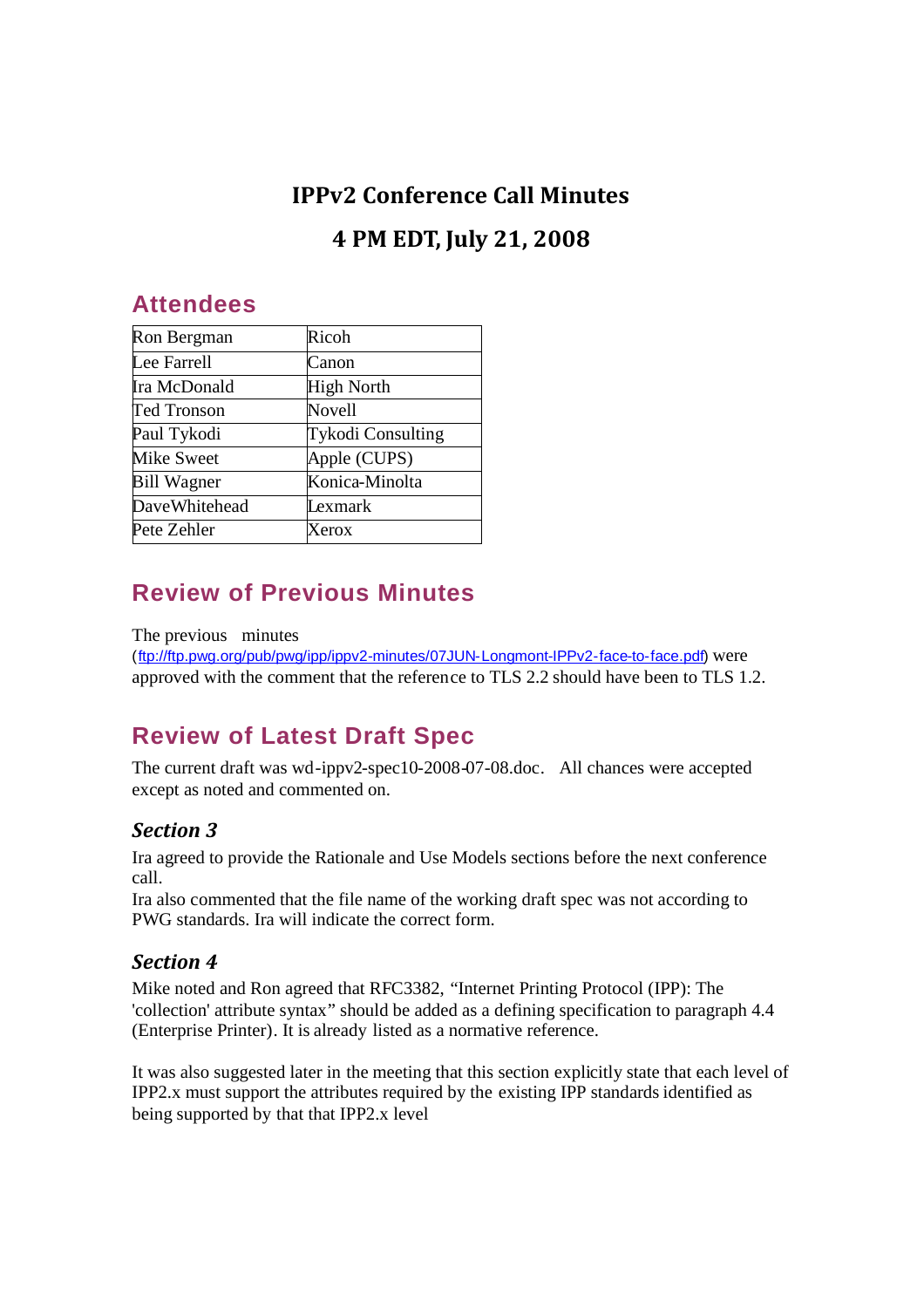# IPPv2 Conference Call Minutes

# 4 PM EDT, July 21, 2008

## Attendees

| | |
|---|---|
| Ron Bergman | Ricoh |
| Lee Farrell | Canon |
| Ira McDonald | High North |
| Ted Tronson | Novell |
| Paul Tykodi | Tykodi Consulting |
| Mike Sweet | Apple (CUPS) |
| Bill Wagner | Konica-Minolta |
| DaveWhitehead | Lexmark |
| Pete Zehler | Xerox |

## Review of Previous Minutes

The previous minutes (ftp://ftp.pwg.org/pub/pwg/ipp/ippv2-minutes/07JUN-Longmont-IPPv2-face-to-face.pdf) were approved with the comment that the reference to TLS 2.2 should have been to TLS 1.2.

## Review of Latest Draft Spec

The current draft was wd-ippv2-spec10-2008-07-08.doc. All chances were accepted except as noted and commented on.

### *Section 3*

Ira agreed to provide the Rationale and Use Models sections before the next conference call.
Ira also commented that the file name of the working draft spec was not according to PWG standards. Ira will indicate the correct form.

### *Section 4*

Mike noted and Ron agreed that RFC3382, "Internet Printing Protocol (IPP): The 'collection' attribute syntax" should be added as a defining specification to paragraph 4.4 (Enterprise Printer). It is already listed as a normative reference.

It was also suggested later in the meeting that this section explicitly state that each level of IPP2.x must support the attributes required by the existing IPP standards identified as being supported by that that IPP2.x level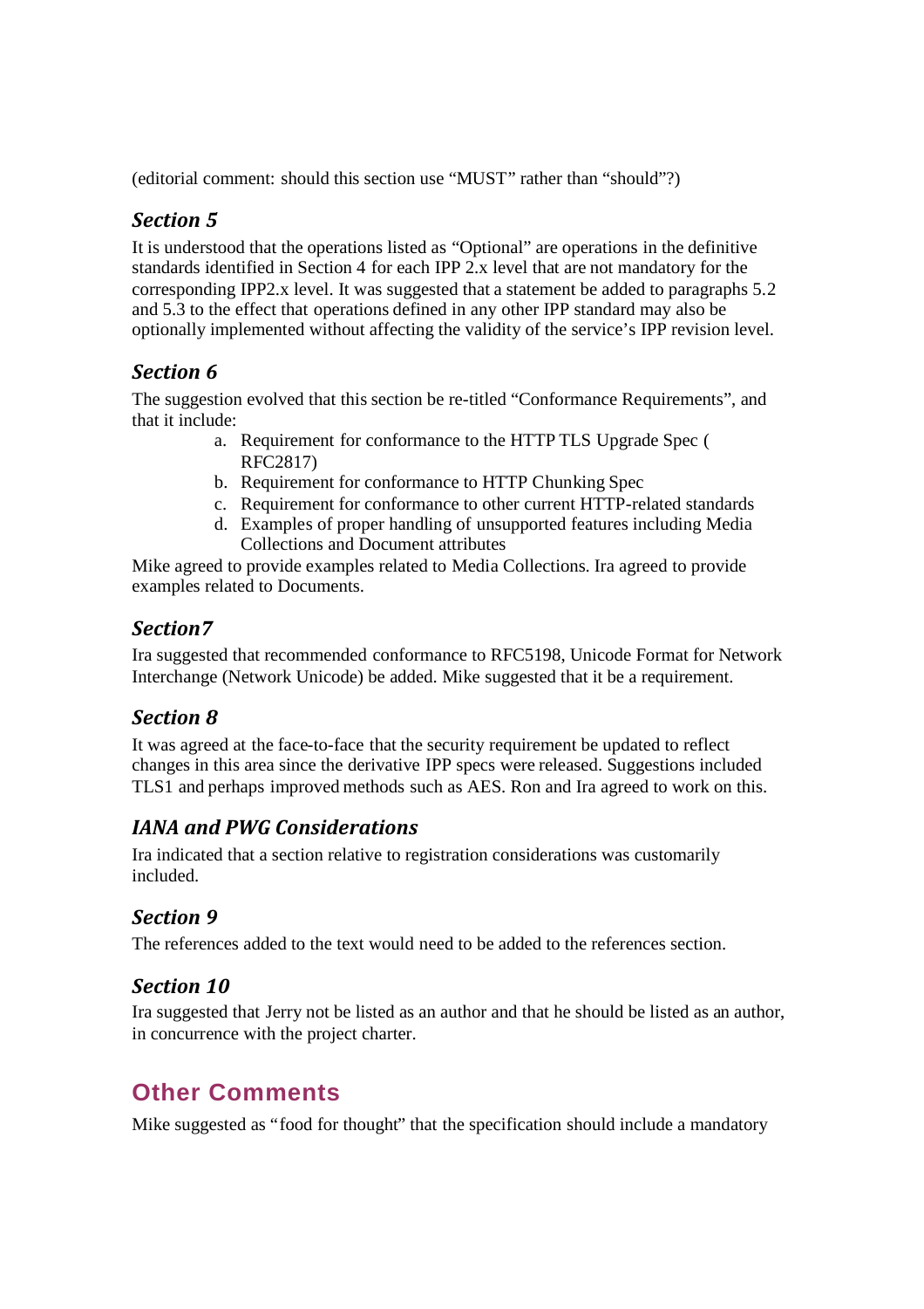(editorial comment: should this section use “MUST” rather than “should”?)

### *Section 5*

It is understood that the operations listed as “Optional” are operations in the definitive standards identified in Section 4 for each IPP 2.x level that are not mandatory for the corresponding IPP2.x level. It was suggested that a statement be added to paragraphs 5.2 and 5.3 to the effect that operations defined in any other IPP standard may also be optionally implemented without affecting the validity of the service’s IPP revision level.

### *Section 6*

The suggestion evolved that this section be re-titled “Conformance Requirements”, and that it include:

a. Requirement for conformance to the HTTP TLS Upgrade Spec ( RFC2817)
b. Requirement for conformance to HTTP Chunking Spec
c. Requirement for conformance to other current HTTP-related standards
d. Examples of proper handling of unsupported features including Media Collections and Document attributes

Mike agreed to provide examples related to Media Collections. Ira agreed to provide examples related to Documents.

### *Section7*

Ira suggested that recommended conformance to RFC5198, Unicode Format for Network Interchange (Network Unicode) be added. Mike suggested that it be a requirement.

### *Section 8*

It was agreed at the face-to-face that the security requirement be updated to reflect changes in this area since the derivative IPP specs were released. Suggestions included TLS1 and perhaps improved methods such as AES. Ron and Ira agreed to work on this.

### *IANA and PWG Considerations*

Ira indicated that a section relative to registration considerations was customarily included.

### *Section 9*

The references added to the text would need to be added to the references section.

### *Section 10*

Ira suggested that Jerry not be listed as an author and that he should be listed as an author, in concurrence with the project charter.

## Other Comments

Mike suggested as “food for thought” that the specification should include a mandatory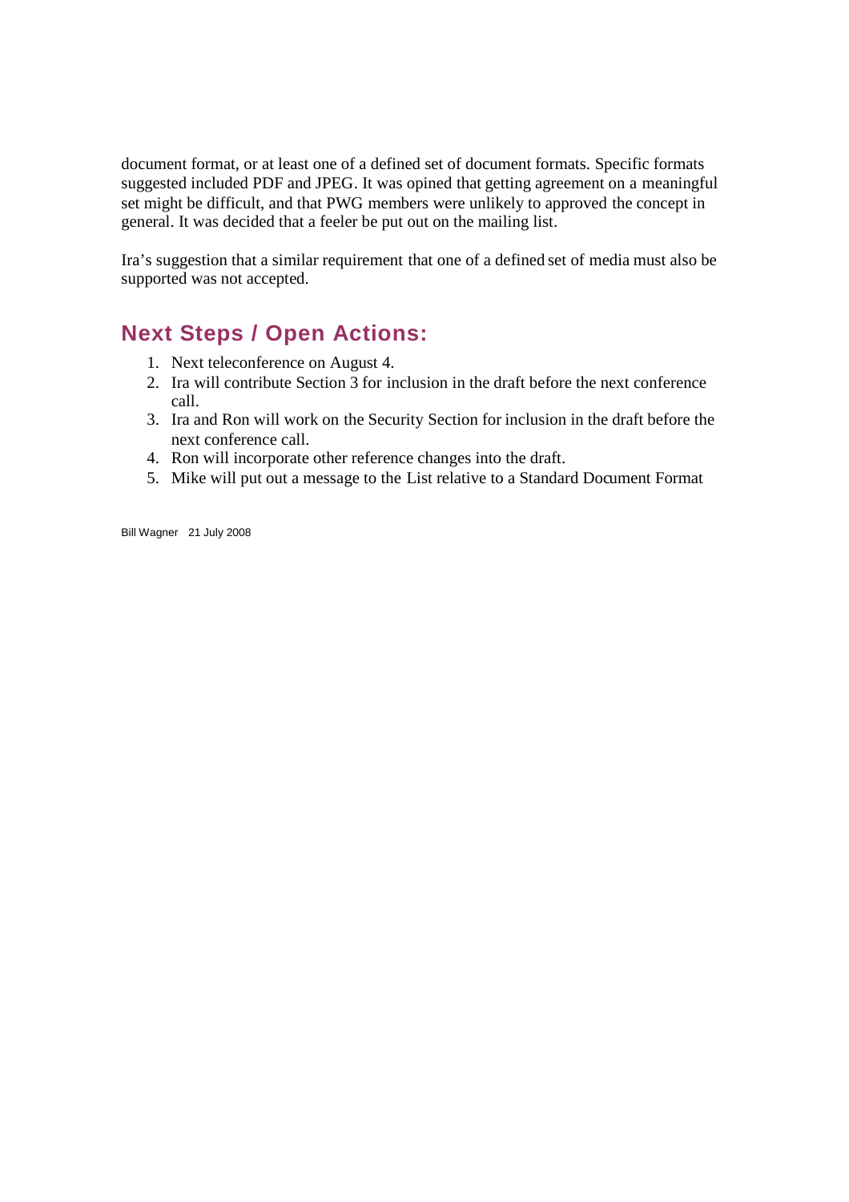document format, or at least one of a defined set of document formats. Specific formats suggested included PDF and JPEG. It was opined that getting agreement on a meaningful set might be difficult, and that PWG members were unlikely to approved the concept in general. It was decided that a feeler be put out on the mailing list.

Ira's suggestion that a similar requirement that one of a defined set of media must also be supported was not accepted.

## Next Steps / Open Actions:

1. Next teleconference on August 4.
2. Ira will contribute Section 3 for inclusion in the draft before the next conference call.
3. Ira and Ron will work on the Security Section for inclusion in the draft before the next conference call.
4. Ron will incorporate other reference changes into the draft.
5. Mike will put out a message to the List relative to a Standard Document Format

Bill Wagner 21 July 2008